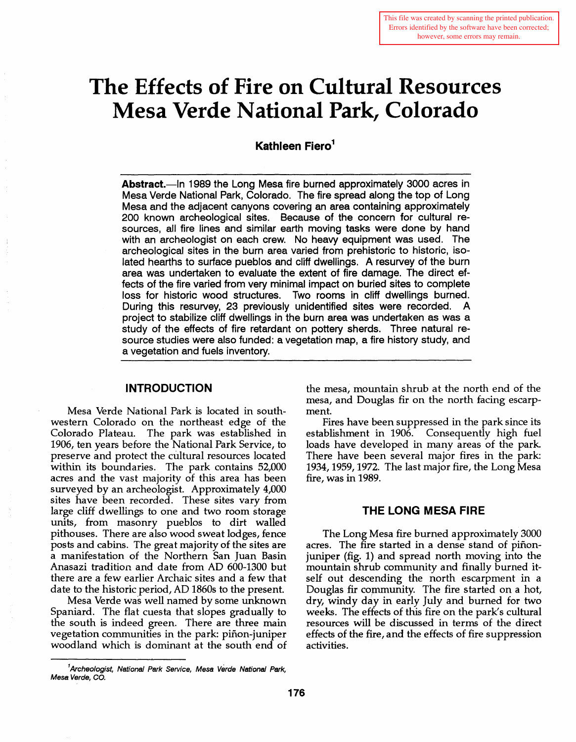This file was created by scanning the printed publication. Errors identified by the software have been corrected; however, some errors may remain.

# The Effects of Fire on Cultural Resources Mesa Verde National Park, Colorado

**Kathleen Fiero**[1]

**Abstract.**—In 1989 the Long Mesa fire burned approximately 3000 acres in Mesa Verde National Park, Colorado. The fire spread along the top of Long Mesa and the adjacent canyons covering an area containing approximately 200 known archeological sites. Because of the concern for cultural resources, all fire lines and similar earth moving tasks were done by hand with an archeologist on each crew. No heavy equipment was used. The archeological sites in the burn area varied from prehistoric to historic, isolated hearths to surface pueblos and cliff dwellings. A resurvey of the burn area was undertaken to evaluate the extent of fire damage. The direct effects of the fire varied from very minimal impact on buried sites to complete loss for historic wood structures. Two rooms in cliff dwellings burned. During this resurvey, 23 previously unidentified sites were recorded. A project to stabilize cliff dwellings in the burn area was undertaken as was a study of the effects of fire retardant on pottery sherds. Three natural resource studies were also funded: a vegetation map, a fire history study, and a vegetation and fuels inventory.

## INTRODUCTION

Mesa Verde National Park is located in southwestern Colorado on the northeast edge of the Colorado Plateau. The park was established in 1906, ten years before the National Park Service, to preserve and protect the cultural resources located within its boundaries. The park contains 52,000 acres and the vast majority of this area has been surveyed by an archeologist. Approximately 4,000 sites have been recorded. These sites vary from large cliff dwellings to one and two room storage units, from masonry pueblos to dirt walled pithouses. There are also wood sweat lodges, fence posts and cabins. The great majority of the sites are a manifestation of the Northern San Juan Basin Anasazi tradition and date from AD 600-1300 but there are a few earlier Archaic sites and a few that date to the historic period, AD 1860s to the present.

Mesa Verde was well named by some unknown Spaniard. The flat cuesta that slopes gradually to the south is indeed green. There are three main vegetation communities in the park: piñon-juniper woodland which is dominant at the south end of the mesa, mountain shrub at the north end of the mesa, and Douglas fir on the north facing escarpment.

Fires have been suppressed in the park since its establishment in 1906. Consequently high fuel loads have developed in many areas of the park. There have been several major fires in the park: 1934, 1959, 1972. The last major fire, the Long Mesa fire, was in 1989.

## THE LONG MESA FIRE

The Long Mesa fire burned approximately 3000 acres. The fire started in a dense stand of piñon-juniper (fig. 1) and spread north moving into the mountain shrub community and finally burned itself out descending the north escarpment in a Douglas fir community. The fire started on a hot, dry, windy day in early July and burned for two weeks. The effects of this fire on the park's cultural resources will be discussed in terms of the direct effects of the fire, and the effects of fire suppression activities.

---

[1] *Archeologist, National Park Service, Mesa Verde National Park, Mesa Verde, CO.*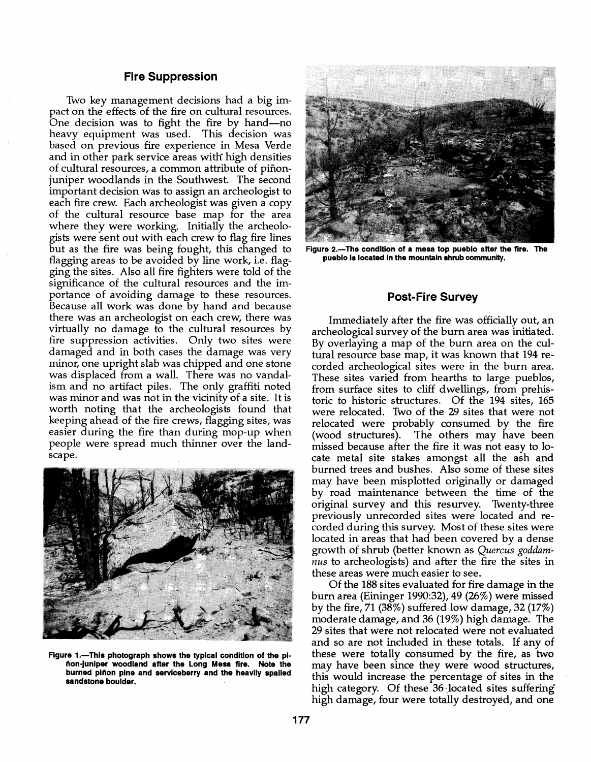## Fire Suppression

Two key management decisions had a big impact on the effects of the fire on cultural resources. One decision was to fight the fire by hand—no heavy equipment was used. This decision was based on previous fire experience in Mesa Verde and in other park service areas with high densities of cultural resources, a common attribute of piñon-juniper woodlands in the Southwest. The second important decision was to assign an archeologist to each fire crew. Each archeologist was given a copy of the cultural resource base map for the area where they were working. Initially the archeologists were sent out with each crew to flag fire lines but as the fire was being fought, this changed to flagging areas to be avoided by line work, i.e. flagging the sites. Also all fire fighters were told of the significance of the cultural resources and the importance of avoiding damage to these resources. Because all work was done by hand and because there was an archeologist on each crew, there was virtually no damage to the cultural resources by fire suppression activities. Only two sites were damaged and in both cases the damage was very minor, one upright slab was chipped and one stone was displaced from a wall. There was no vandalism and no artifact piles. The only graffiti noted was minor and was not in the vicinity of a site. It is worth noting that the archeologists found that keeping ahead of the fire crews, flagging sites, was easier during the fire than during mop-up when people were spread much thinner over the landscape.

**Figure 1.—This photograph shows the typical condition of the piñon-juniper woodland after the Long Mesa fire. Note the burned piñon pine and serviceberry and the heavily spalled sandstone boulder.**

**Figure 2.—The condition of a mesa top pueblo after the fire. The pueblo is located in the mountain shrub community.**

## Post-Fire Survey

Immediately after the fire was officially out, an archeological survey of the burn area was initiated. By overlaying a map of the burn area on the cultural resource base map, it was known that 194 recorded archeological sites were in the burn area. These sites varied from hearths to large pueblos, from surface sites to cliff dwellings, from prehistoric to historic structures. Of the 194 sites, 165 were relocated. Two of the 29 sites that were not relocated were probably consumed by the fire (wood structures). The others may have been missed because after the fire it was not easy to locate metal site stakes amongst all the ash and burned trees and bushes. Also some of these sites may have been misplotted originally or damaged by road maintenance between the time of the original survey and this resurvey. Twenty-three previously unrecorded sites were located and recorded during this survey. Most of these sites were located in areas that had been covered by a dense growth of shrub (better known as *Quercus goddamnus* to archeologists) and after the fire the sites in these areas were much easier to see.

Of the 188 sites evaluated for fire damage in the burn area (Eininger 1990:32), 49 (26%) were missed by the fire, 71 (38%) suffered low damage, 32 (17%) moderate damage, and 36 (19%) high damage. The 29 sites that were not relocated were not evaluated and so are not included in these totals. If any of these were totally consumed by the fire, as two may have been since they were wood structures, this would increase the percentage of sites in the high category. Of these 36 located sites suffering high damage, four were totally destroyed, and one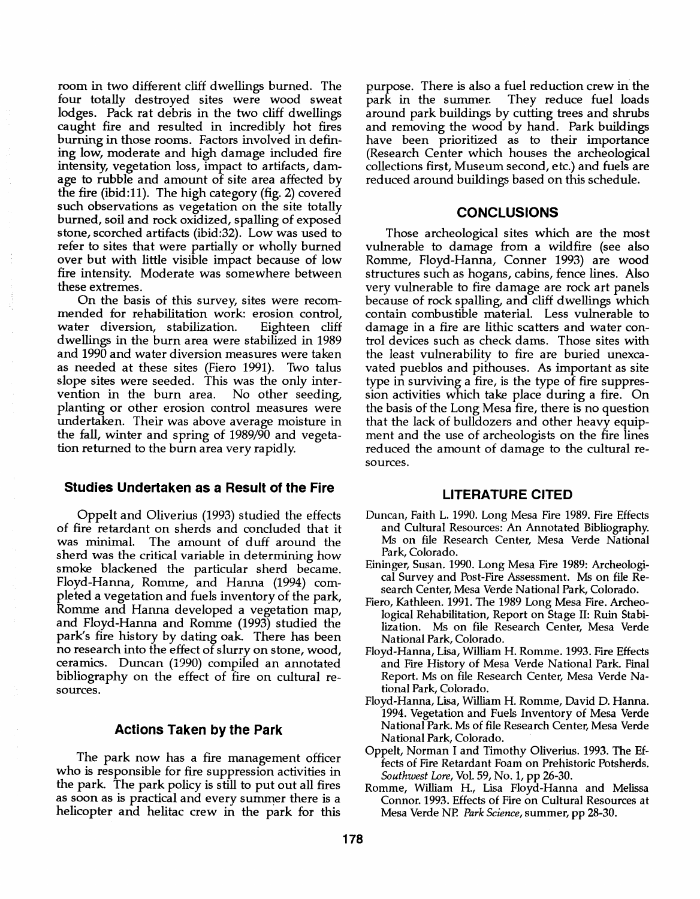room in two different cliff dwellings burned. The four totally destroyed sites were wood sweat lodges. Pack rat debris in the two cliff dwellings caught fire and resulted in incredibly hot fires burning in those rooms. Factors involved in defining low, moderate and high damage included fire intensity, vegetation loss, impact to artifacts, damage to rubble and amount of site area affected by the fire (ibid:11). The high category (fig. 2) covered such observations as vegetation on the site totally burned, soil and rock oxidized, spalling of exposed stone, scorched artifacts (ibid:32). Low was used to refer to sites that were partially or wholly burned over but with little visible impact because of low fire intensity. Moderate was somewhere between these extremes.

On the basis of this survey, sites were recommended for rehabilitation work: erosion control, water diversion, stabilization. Eighteen cliff dwellings in the burn area were stabilized in 1989 and 1990 and water diversion measures were taken as needed at these sites (Fiero 1991). Two talus slope sites were seeded. This was the only intervention in the burn area. No other seeding, planting or other erosion control measures were undertaken. Their was above average moisture in the fall, winter and spring of 1989/90 and vegetation returned to the burn area very rapidly.

### Studies Undertaken as a Result of the Fire

Oppelt and Oliverius (1993) studied the effects of fire retardant on sherds and concluded that it was minimal. The amount of duff around the sherd was the critical variable in determining how smoke blackened the particular sherd became. Floyd-Hanna, Romme, and Hanna (1994) completed a vegetation and fuels inventory of the park, Romme and Hanna developed a vegetation map, and Floyd-Hanna and Romme (1993) studied the park's fire history by dating oak. There has been no research into the effect of slurry on stone, wood, ceramics. Duncan (1990) compiled an annotated bibliography on the effect of fire on cultural resources.

### Actions Taken by the Park

The park now has a fire management officer who is responsible for fire suppression activities in the park. The park policy is still to put out all fires as soon as is practical and every summer there is a helicopter and helitac crew in the park for this purpose. There is also a fuel reduction crew in the park in the summer. They reduce fuel loads around park buildings by cutting trees and shrubs and removing the wood by hand. Park buildings have been prioritized as to their importance (Research Center which houses the archeological collections first, Museum second, etc.) and fuels are reduced around buildings based on this schedule.

## CONCLUSIONS

Those archeological sites which are the most vulnerable to damage from a wildfire (see also Romme, Floyd-Hanna, Conner 1993) are wood structures such as hogans, cabins, fence lines. Also very vulnerable to fire damage are rock art panels because of rock spalling, and cliff dwellings which contain combustible material. Less vulnerable to damage in a fire are lithic scatters and water control devices such as check dams. Those sites with the least vulnerability to fire are buried unexcavated pueblos and pithouses. As important as site type in surviving a fire, is the type of fire suppression activities which take place during a fire. On the basis of the Long Mesa fire, there is no question that the lack of bulldozers and other heavy equipment and the use of archeologists on the fire lines reduced the amount of damage to the cultural resources.

## LITERATURE CITED

Duncan, Faith L. 1990. Long Mesa Fire 1989. Fire Effects and Cultural Resources: An Annotated Bibliography. Ms on file Research Center, Mesa Verde National Park, Colorado.

Eininger, Susan. 1990. Long Mesa Fire 1989: Archeological Survey and Post-Fire Assessment. Ms on file Research Center, Mesa Verde National Park, Colorado.

Fiero, Kathleen. 1991. The 1989 Long Mesa Fire. Archeological Rehabilitation, Report on Stage II: Ruin Stabilization. Ms on file Research Center, Mesa Verde National Park, Colorado.

Floyd-Hanna, Lisa, William H. Romme. 1993. Fire Effects and Fire History of Mesa Verde National Park. Final Report. Ms on file Research Center, Mesa Verde National Park, Colorado.

Floyd-Hanna, Lisa, William H. Romme, David D. Hanna. 1994. Vegetation and Fuels Inventory of Mesa Verde National Park. Ms of file Research Center, Mesa Verde National Park, Colorado.

Oppelt, Norman I and Timothy Oliverius. 1993. The Effects of Fire Retardant Foam on Prehistoric Potsherds. *Southwest Lore*, Vol. 59, No. 1, pp 26-30.

Romme, William H., Lisa Floyd-Hanna and Melissa Connor. 1993. Effects of Fire on Cultural Resources at Mesa Verde NP. *Park Science*, summer, pp 28-30.